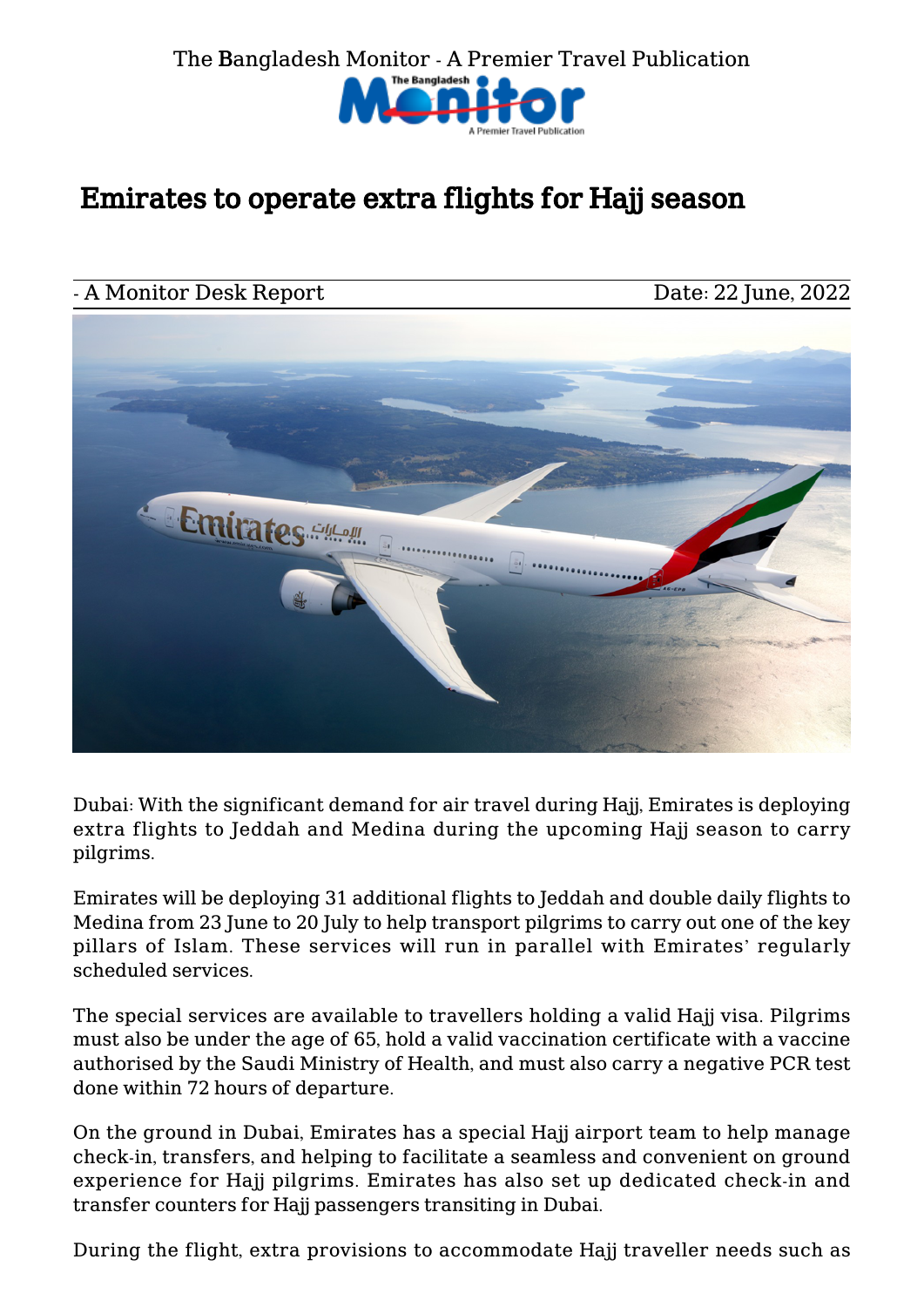# Emirates to operate extra flights for Hajj season

- A Monitor Desk Report

Date: 22 June, 2022

Dubai: With the significant demand for air travel during Hajj, Emirates is deploying extra flights to Jeddah and Medina during the upcoming Hajj season to carry pilgrims.

Emirates will be deploying 31 additional flights to Jeddah and double daily flights to Medina from 23 June to 20 July to help transport pilgrims to carry out one of the key pillars of Islam. These services will run in parallel with Emirates' regularly scheduled services.

The special services are available to travellers holding a valid Hajj visa. Pilgrims must also be under the age of 65, hold a valid vaccination certificate with a vaccine authorised by the Saudi Ministry of Health, and must also carry a negative PCR test done within 72 hours of departure.

On the ground in Dubai, Emirates has a special Hajj airport team to help manage check-in, transfers, and helping to facilitate a seamless and convenient on ground experience for Hajj pilgrims. Emirates has also set up dedicated check-in and transfer counters for Hajj passengers transiting in Dubai.

During the flight, extra provisions to accommodate Hajj traveller needs such as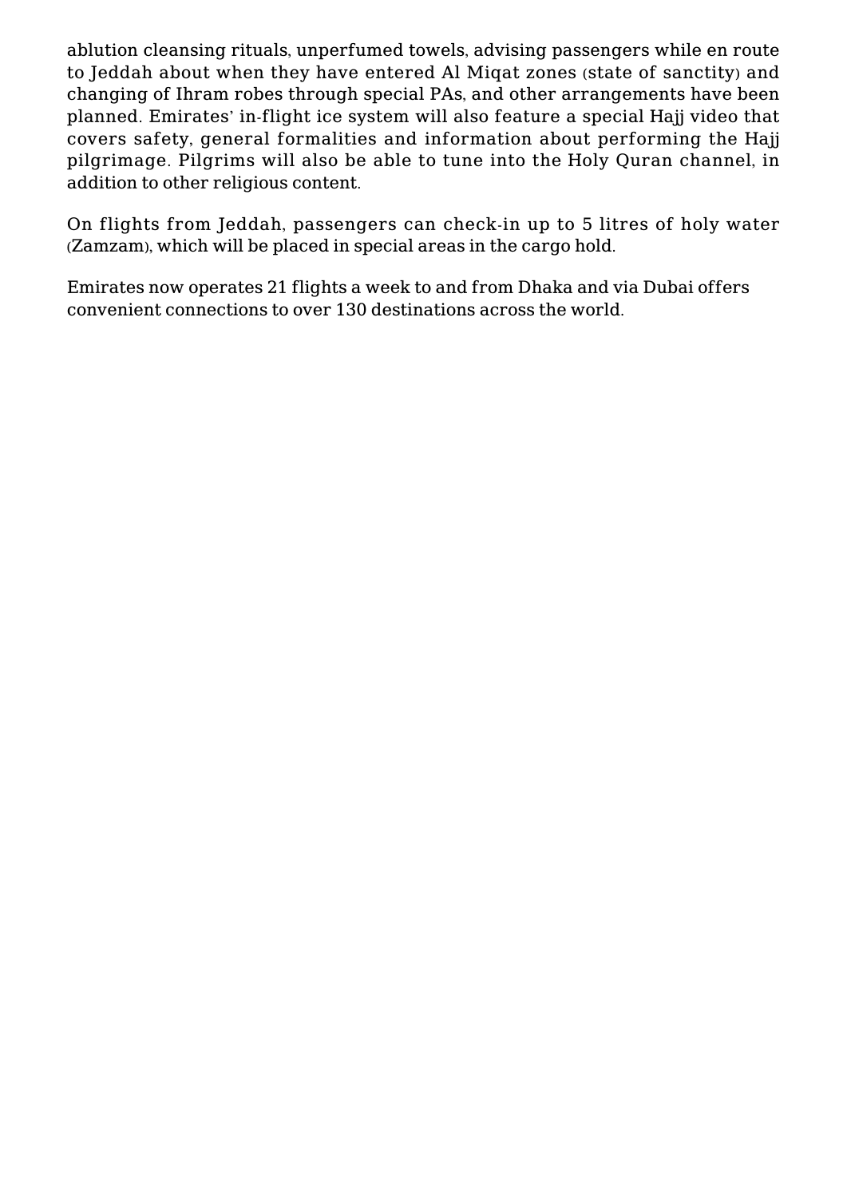ablution cleansing rituals, unperfumed towels, advising passengers while en route to Jeddah about when they have entered Al Miqat zones (state of sanctity) and changing of Ihram robes through special PAs, and other arrangements have been planned. Emirates' in-flight ice system will also feature a special Hajj video that covers safety, general formalities and information about performing the Hajj pilgrimage. Pilgrims will also be able to tune into the Holy Quran channel, in addition to other religious content.

On flights from Jeddah, passengers can check-in up to 5 litres of holy water (Zamzam), which will be placed in special areas in the cargo hold.

Emirates now operates 21 flights a week to and from Dhaka and via Dubai offers convenient connections to over 130 destinations across the world.